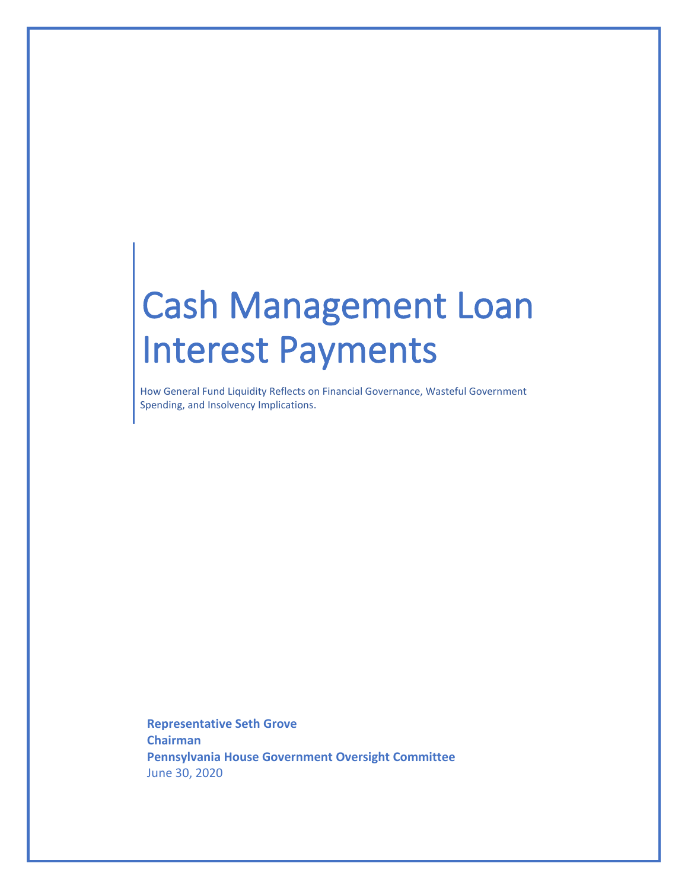# Cash Management Loan Interest Payments

How General Fund Liquidity Reflects on Financial Governance, Wasteful Government Spending, and Insolvency Implications.

**Representative Seth Grove**
**Chairman**
**Pennsylvania House Government Oversight Committee**
June 30, 2020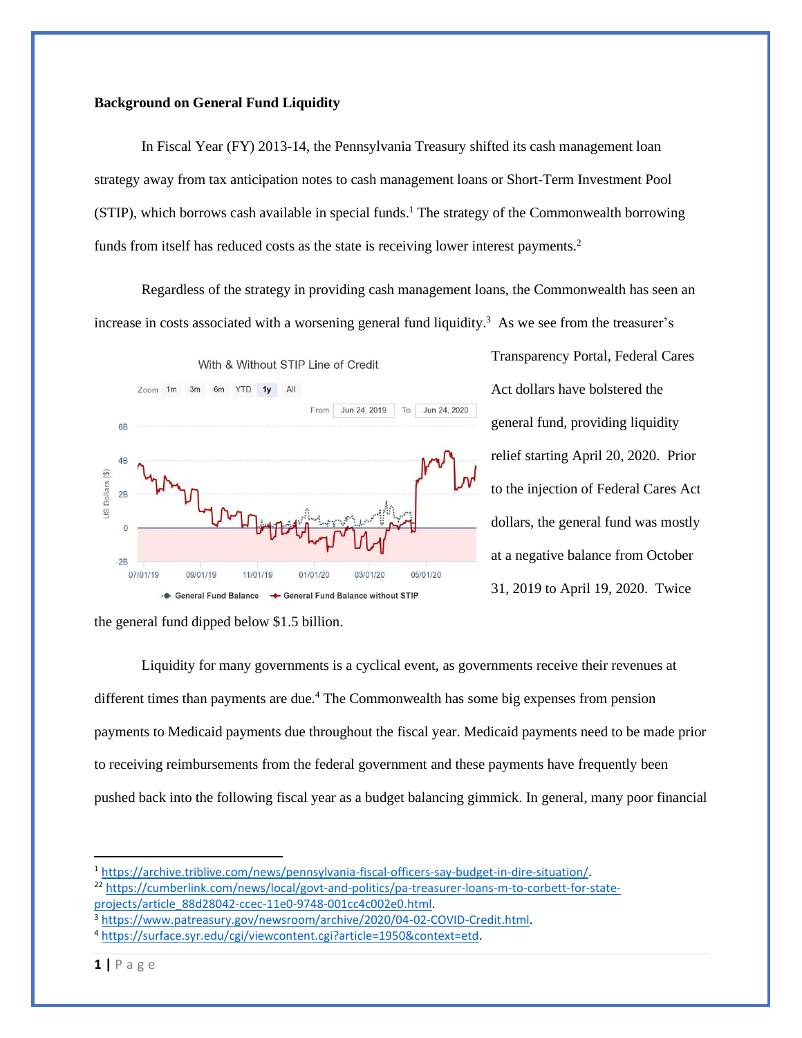**Background on General Fund Liquidity**

In Fiscal Year (FY) 2013-14, the Pennsylvania Treasury shifted its cash management loan strategy away from tax anticipation notes to cash management loans or Short-Term Investment Pool (STIP), which borrows cash available in special funds.[1] The strategy of the Commonwealth borrowing funds from itself has reduced costs as the state is receiving lower interest payments.[2]

Regardless of the strategy in providing cash management loans, the Commonwealth has seen an increase in costs associated with a worsening general fund liquidity.[3] As we see from the treasurer's Transparency Portal, Federal Cares Act dollars have bolstered the general fund, providing liquidity relief starting April 20, 2020. Prior to the injection of Federal Cares Act dollars, the general fund was mostly at a negative balance from October 31, 2019 to April 19, 2020. Twice the general fund dipped below $1.5 billion.

Liquidity for many governments is a cyclical event, as governments receive their revenues at different times than payments are due.[4] The Commonwealth has some big expenses from pension payments to Medicaid payments due throughout the fiscal year. Medicaid payments need to be made prior to receiving reimbursements from the federal government and these payments have frequently been pushed back into the following fiscal year as a budget balancing gimmick. In general, many poor financial

---

[1] https://archive.triblive.com/news/pennsylvania-fiscal-officers-say-budget-in-dire-situation/.

[22] https://cumberlink.com/news/local/govt-and-politics/pa-treasurer-loans-m-to-corbett-for-state-projects/article_88d28042-ccec-11e0-9748-001cc4c002e0.html.

[3] https://www.patreasury.gov/newsroom/archive/2020/04-02-COVID-Credit.html.

[4] https://surface.syr.edu/cgi/viewcontent.cgi?article=1950&context=etd.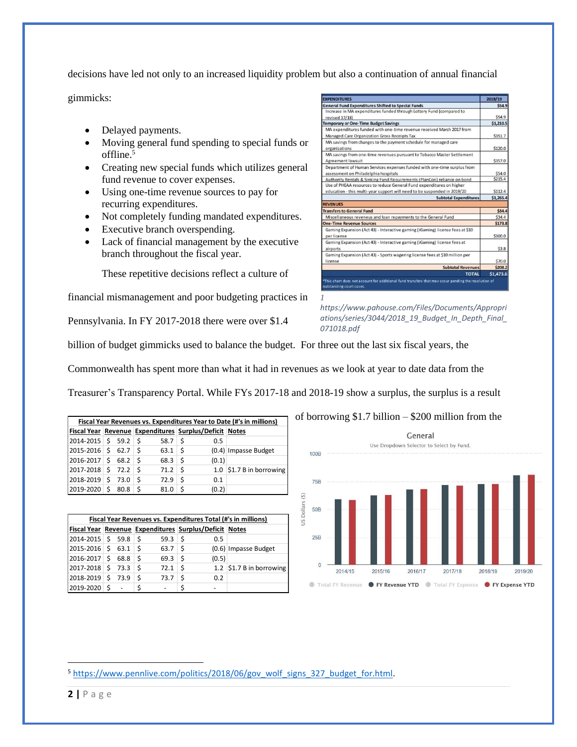decisions have led not only to an increased liquidity problem but also a continuation of annual financial gimmicks:

- Delayed payments.
- Moving general fund spending to special funds or offline.[5]
- Creating new special funds which utilizes general fund revenue to cover expenses.
- Using one-time revenue sources to pay for recurring expenditures.
- Not completely funding mandated expenditures.
- Executive branch overspending.
- Lack of financial management by the executive branch throughout the fiscal year.

These repetitive decisions reflect a culture of financial mismanagement and poor budgeting practices in Pennsylvania. In FY 2017-2018 there were over $1.4 billion of budget gimmicks used to balance the budget. For three out the last six fiscal years, the Commonwealth has spent more than what it had in revenues as we look at year to date data from the Treasurer's Transparency Portal. While FYs 2017-18 and 2018-19 show a surplus, the surplus is a result of borrowing $1.7 billion – $200 million from the

| EXPENDITURES | 2018/19 |
|---|---|
| **General Fund Expenditures Shifted to Special Funds** | **$54.9** |
| Increase in MA expenditures funded through Lottery Fund (compared to revised 17/18) | $54.9 |
| **Temporary or One-Time Budget Savings** | **$1,210.5** |
| MA expenditures funded with one-time revenue received March 2017 from Managed Care Organization Gross Receipts Tax | $351.7 |
| MA savings from changes to the payment schedule for managed care organizations | $120.0 |
| MA savings from one-time revenues pursuant to Tobacco Master Settlement Agreement lawsuit | $357.0 |
| Department of Human Services expenses funded with one-time surplus from assessment on Philadelphia hospitals | $54.0 |
| Authority Rentals & Sinking Fund Requirements (PlanCon) reliance on bond | $215.4 |
| Use of PHEAA resources to reduce General Fund expenditures on higher education - this multi-year support will need to be suspended in 2019/20 | $112.4 |
| **Subtotal Expenditures** | **$1,265.4** |
| **REVENUES** | |
| **Transfers to General Fund** | **$34.4** |
| Miscellaneous reveneus and loan repayments to the General Fund | $34.4 |
| **One-Time Revenue Sources** | **$173.8** |
| Gaming Expansion (Act 43) - Interactive gaming (iGaming) license fees at $10 per license | $100.0 |
| Gaming Expansion (Act 43) - Interactive gaming (iGaming) license fees at airports | $3.8 |
| Gaming Expansion (Act 43) - Sports wagering license fees at $10 million per license | $70.0 |
| **Subtotal Revenues** | **$208.2** |
| **TOTAL** | **$1,473.6** |

*This chart does not account for additional fund transfers that may occur pending the resolution of outstanding court cases.

*1 https://www.pahouse.com/Files/Documents/Appropriations/series/3044/2018_19_Budget_In_Depth_Final_071018.pdf*

**Fiscal Year Revenues vs. Expenditures Year to Date (#'s in millions)**

| Fiscal Year | Revenue | Expenditures | Surplus/Deficit | Notes |
|---|---|---|---|---|
| 2014-2015 | $ 59.2 | $ 58.7 | $ 0.5 | |
| 2015-2016 | $ 62.7 | $ 63.1 | $ (0.4) | Impasse Budget |
| 2016-2017 | $ 68.2 | $ 68.3 | $ (0.1) | |
| 2017-2018 | $ 72.2 | $ 71.2 | $ 1.0 | $1.7 B in borrowing |
| 2018-2019 | $ 73.0 | $ 72.9 | $ 0.1 | |
| 2019-2020 | $ 80.8 | $ 81.0 | $ (0.2) | |

**Fiscal Year Revenues vs. Expenditures Total (#'s in millions)**

| Fiscal Year | Revenue | Expenditures | Surplus/Deficit | Notes |
|---|---|---|---|---|
| 2014-2015 | $ 59.8 | $ 59.3 | $ 0.5 | |
| 2015-2016 | $ 63.1 | $ 63.7 | $ (0.6) | Impasse Budget |
| 2016-2017 | $ 68.8 | $ 69.3 | $ (0.5) | |
| 2017-2018 | $ 73.3 | $ 72.1 | $ 1.2 | $1.7 B in borrowing |
| 2018-2019 | $ 73.9 | $ 73.7 | $ 0.2 | |
| 2019-2020 | $ - | $ - | $ - | |

General

Use Dropdown Selector to Select by Fund.

---

[5] https://www.pennlive.com/politics/2018/06/gov_wolf_signs_327_budget_for.html.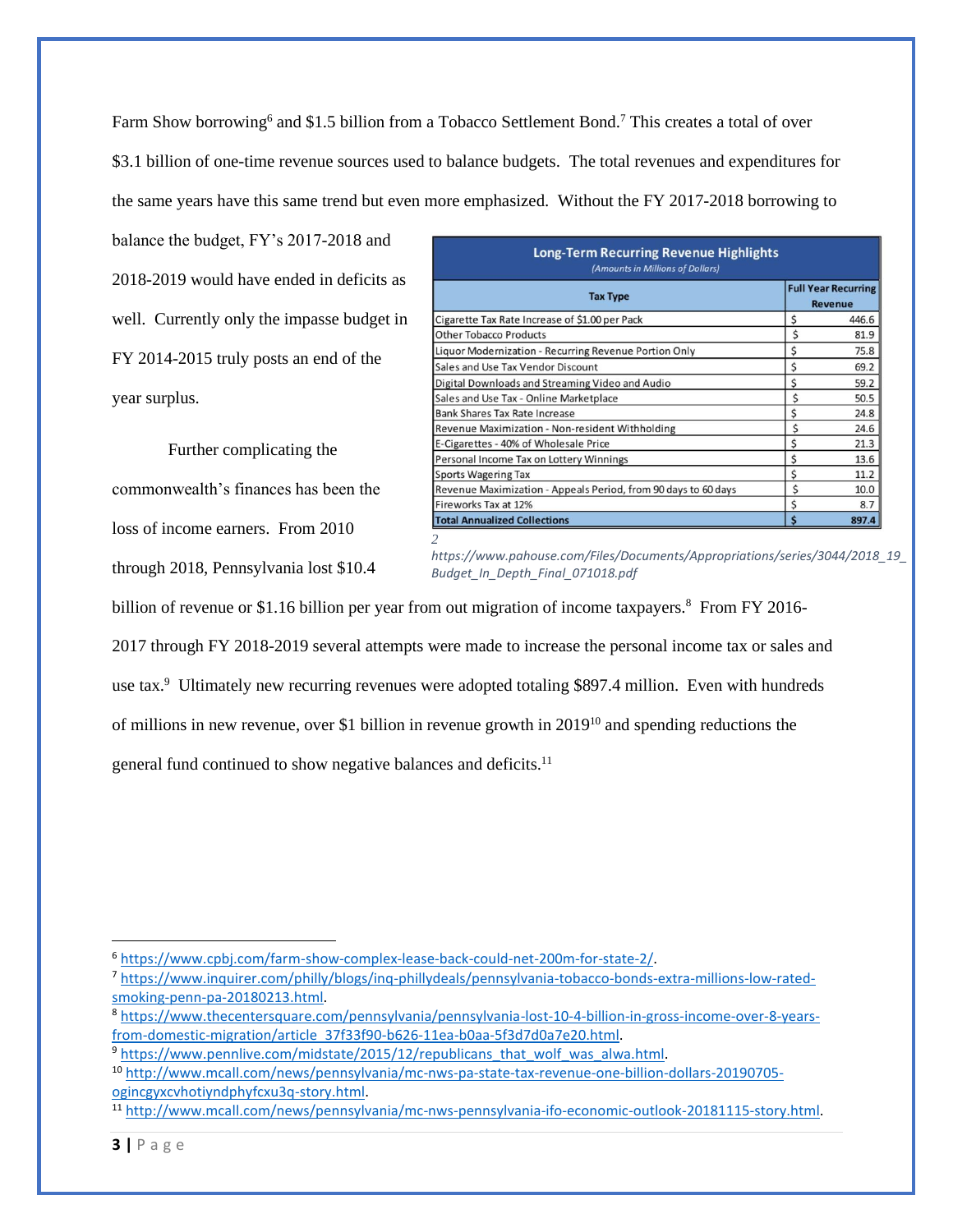Farm Show borrowing[6] and $1.5 billion from a Tobacco Settlement Bond.[7] This creates a total of over $3.1 billion of one-time revenue sources used to balance budgets. The total revenues and expenditures for the same years have this same trend but even more emphasized. Without the FY 2017-2018 borrowing to balance the budget, FY's 2017-2018 and 2018-2019 would have ended in deficits as well. Currently only the impasse budget in FY 2014-2015 truly posts an end of the year surplus.

| **Long-Term Recurring Revenue Highlights** *(Amounts in Millions of Dollars)* | |
|---|---|
| **Tax Type** | **Full Year Recurring Revenue** |
| Cigarette Tax Rate Increase of $1.00 per Pack | $ 446.6 |
| Other Tobacco Products | $ 81.9 |
| Liquor Modernization - Recurring Revenue Portion Only | $ 75.8 |
| Sales and Use Tax Vendor Discount | $ 69.2 |
| Digital Downloads and Streaming Video and Audio | $ 59.2 |
| Sales and Use Tax - Online Marketplace | $ 50.5 |
| Bank Shares Tax Rate Increase | $ 24.8 |
| Revenue Maximization - Non-resident Withholding | $ 24.6 |
| E-Cigarettes - 40% of Wholesale Price | $ 21.3 |
| Personal Income Tax on Lottery Winnings | $ 13.6 |
| Sports Wagering Tax | $ 11.2 |
| Revenue Maximization - Appeals Period, from 90 days to 60 days | $ 10.0 |
| Fireworks Tax at 12% | $ 8.7 |
| **Total Annualized Collections** | **$ 897.4** |

*2 https://www.pahouse.com/Files/Documents/Appropriations/series/3044/2018_19_Budget_In_Depth_Final_071018.pdf*

Further complicating the commonwealth's finances has been the loss of income earners. From 2010 through 2018, Pennsylvania lost $10.4 billion of revenue or $1.16 billion per year from out migration of income taxpayers.[8] From FY 2016-2017 through FY 2018-2019 several attempts were made to increase the personal income tax or sales and use tax.[9] Ultimately new recurring revenues were adopted totaling $897.4 million. Even with hundreds of millions in new revenue, over $1 billion in revenue growth in 2019[10] and spending reductions the general fund continued to show negative balances and deficits.[11]

---

[6] https://www.cpbj.com/farm-show-complex-lease-back-could-net-200m-for-state-2/.

[7] https://www.inquirer.com/philly/blogs/inq-phillydeals/pennsylvania-tobacco-bonds-extra-millions-low-rated-smoking-penn-pa-20180213.html.

[8] https://www.thecentersquare.com/pennsylvania/pennsylvania-lost-10-4-billion-in-gross-income-over-8-years-from-domestic-migration/article_37f33f90-b626-11ea-b0aa-5f3d7d0a7e20.html.

[9] https://www.pennlive.com/midstate/2015/12/republicans_that_wolf_was_alwa.html.

[10] http://www.mcall.com/news/pennsylvania/mc-nws-pa-state-tax-revenue-one-billion-dollars-20190705-ogincgyxcvhotiyndphyfcxu3q-story.html.

[11] http://www.mcall.com/news/pennsylvania/mc-nws-pennsylvania-ifo-economic-outlook-20181115-story.html.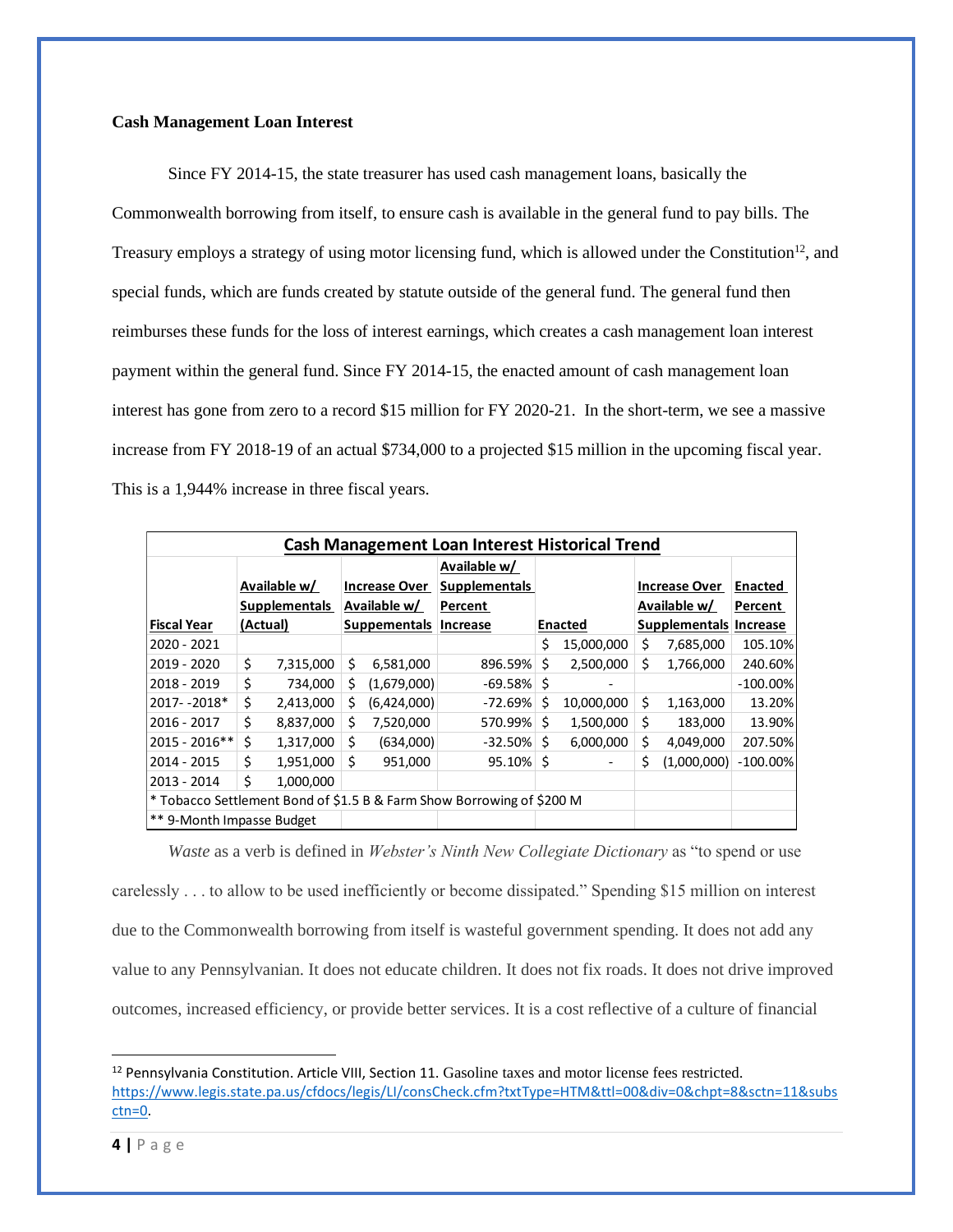**Cash Management Loan Interest**

Since FY 2014-15, the state treasurer has used cash management loans, basically the Commonwealth borrowing from itself, to ensure cash is available in the general fund to pay bills. The Treasury employs a strategy of using motor licensing fund, which is allowed under the Constitution[12], and special funds, which are funds created by statute outside of the general fund. The general fund then reimburses these funds for the loss of interest earnings, which creates a cash management loan interest payment within the general fund. Since FY 2014-15, the enacted amount of cash management loan interest has gone from zero to a record $15 million for FY 2020-21. In the short-term, we see a massive increase from FY 2018-19 of an actual $734,000 to a projected $15 million in the upcoming fiscal year. This is a 1,944% increase in three fiscal years.

| Cash Management Loan Interest Historical Trend | | | | | | |
|---|---|---|---|---|---|---|
| Fiscal Year | Available w/ Supplementals (Actual) | Increase Over Available w/ Suppementals | Available w/ Supplementals Percent Increase | Enacted | Increase Over Available w/ Supplementals | Enacted Percent Increase |
| 2020 - 2021 | | | | $ 15,000,000 | $ 7,685,000 | 105.10% |
| 2019 - 2020 | $ 7,315,000 | $ 6,581,000 | 896.59% | $ 2,500,000 | $ 1,766,000 | 240.60% |
| 2018 - 2019 | $ 734,000 | $ (1,679,000) | -69.58% | $ - | | -100.00% |
| 2017- -2018* | $ 2,413,000 | $ (6,424,000) | -72.69% | $ 10,000,000 | $ 1,163,000 | 13.20% |
| 2016 - 2017 | $ 8,837,000 | $ 7,520,000 | 570.99% | $ 1,500,000 | $ 183,000 | 13.90% |
| 2015 - 2016** | $ 1,317,000 | $ (634,000) | -32.50% | $ 6,000,000 | $ 4,049,000 | 207.50% |
| 2014 - 2015 | $ 1,951,000 | $ 951,000 | 95.10% | $ - | $ (1,000,000) | -100.00% |
| 2013 - 2014 | $ 1,000,000 | | | | | |
| * Tobacco Settlement Bond of $1.5 B & Farm Show Borrowing of $200 M | | | | | | |
| ** 9-Month Impasse Budget | | | | | | |

*Waste* as a verb is defined in *Webster's Ninth New Collegiate Dictionary* as "to spend or use carelessly . . . to allow to be used inefficiently or become dissipated." Spending $15 million on interest due to the Commonwealth borrowing from itself is wasteful government spending. It does not add any value to any Pennsylvanian. It does not educate children. It does not fix roads. It does not drive improved outcomes, increased efficiency, or provide better services. It is a cost reflective of a culture of financial

[12] Pennsylvania Constitution. Article VIII, Section 11. Gasoline taxes and motor license fees restricted. https://www.legis.state.pa.us/cfdocs/legis/LI/consCheck.cfm?txtType=HTM&ttl=00&div=0&chpt=8&sctn=11&subsctn=0.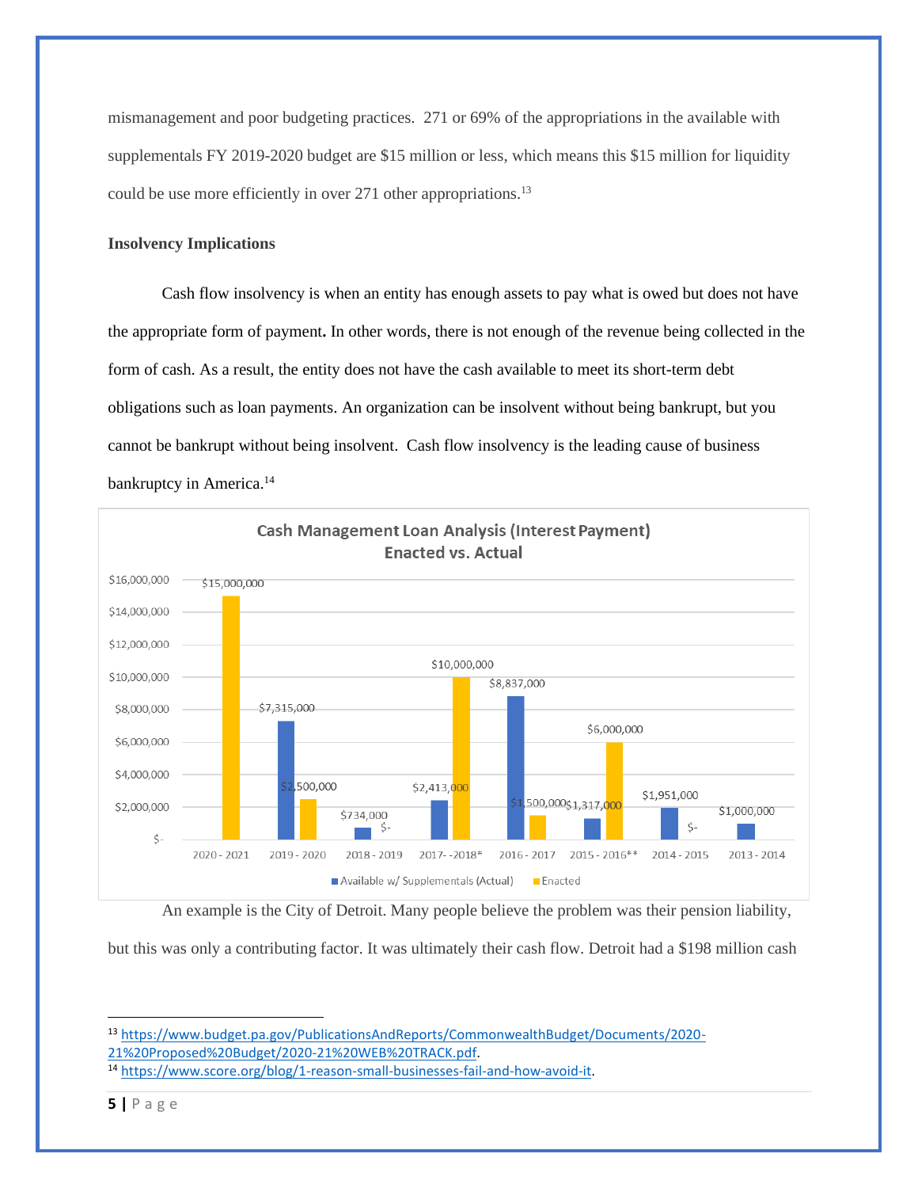mismanagement and poor budgeting practices. 271 or 69% of the appropriations in the available with supplementals FY 2019-2020 budget are $15 million or less, which means this $15 million for liquidity could be use more efficiently in over 271 other appropriations.[13]

**Insolvency Implications**

Cash flow insolvency is when an entity has enough assets to pay what is owed but does not have the appropriate form of payment**.** In other words, there is not enough of the revenue being collected in the form of cash. As a result, the entity does not have the cash available to meet its short-term debt obligations such as loan payments. An organization can be insolvent without being bankrupt, but you cannot be bankrupt without being insolvent. Cash flow insolvency is the leading cause of business bankruptcy in America.[14]

**Cash Management Loan Analysis (Interest Payment)**
**Enacted vs. Actual**

| Fiscal Year | Available w/ Supplementals (Actual) | Enacted |
|---|---|---|
| 2020 - 2021 | | $15,000,000 |
| 2019 - 2020 | $7,315,000 | $2,500,000 |
| 2018 - 2019 | $734,000 | $- |
| 2017- -2018* | $2,413,000 | $10,000,000 |
| 2016 - 2017 | $8,837,000 | $1,500,000 |
| 2015 - 2016** | $1,317,000 | $6,000,000 |
| 2014 - 2015 | $1,951,000 | $- |
| 2013 - 2014 | $1,000,000 | |

An example is the City of Detroit. Many people believe the problem was their pension liability, but this was only a contributing factor. It was ultimately their cash flow. Detroit had a $198 million cash

---

[13] https://www.budget.pa.gov/PublicationsAndReports/CommonwealthBudget/Documents/2020-21%20Proposed%20Budget/2020-21%20WEB%20TRACK.pdf.

[14] https://www.score.org/blog/1-reason-small-businesses-fail-and-how-avoid-it.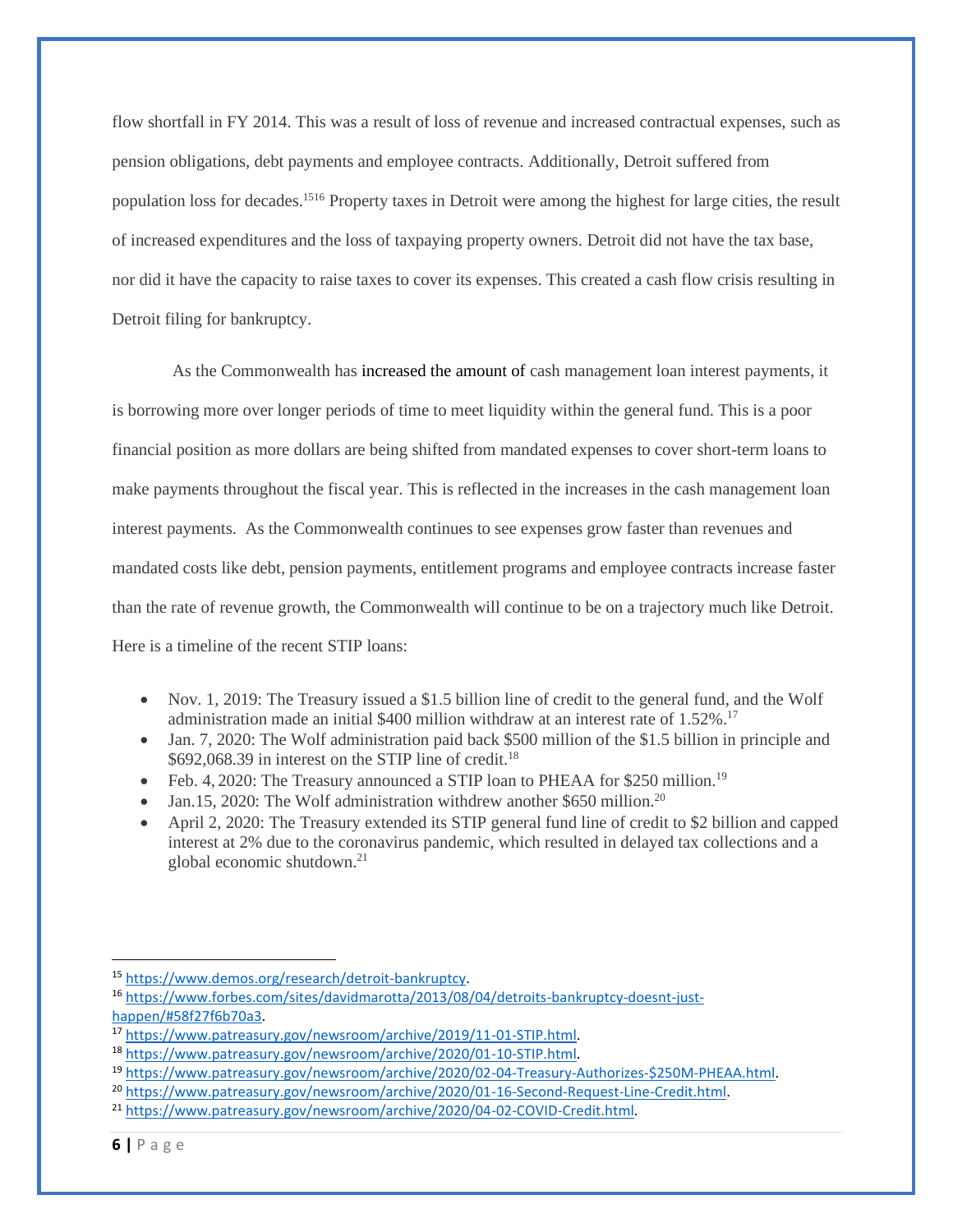flow shortfall in FY 2014. This was a result of loss of revenue and increased contractual expenses, such as pension obligations, debt payments and employee contracts. Additionally, Detroit suffered from population loss for decades.[15][16] Property taxes in Detroit were among the highest for large cities, the result of increased expenditures and the loss of taxpaying property owners. Detroit did not have the tax base, nor did it have the capacity to raise taxes to cover its expenses. This created a cash flow crisis resulting in Detroit filing for bankruptcy.

As the Commonwealth has increased the amount of cash management loan interest payments, it is borrowing more over longer periods of time to meet liquidity within the general fund. This is a poor financial position as more dollars are being shifted from mandated expenses to cover short-term loans to make payments throughout the fiscal year. This is reflected in the increases in the cash management loan interest payments. As the Commonwealth continues to see expenses grow faster than revenues and mandated costs like debt, pension payments, entitlement programs and employee contracts increase faster than the rate of revenue growth, the Commonwealth will continue to be on a trajectory much like Detroit. Here is a timeline of the recent STIP loans:

- Nov. 1, 2019: The Treasury issued a $1.5 billion line of credit to the general fund, and the Wolf administration made an initial $400 million withdraw at an interest rate of 1.52%.[17]
- Jan. 7, 2020: The Wolf administration paid back $500 million of the $1.5 billion in principle and $692,068.39 in interest on the STIP line of credit.[18]
- Feb. 4, 2020: The Treasury announced a STIP loan to PHEAA for $250 million.[19]
- Jan.15, 2020: The Wolf administration withdrew another $650 million.[20]
- April 2, 2020: The Treasury extended its STIP general fund line of credit to $2 billion and capped interest at 2% due to the coronavirus pandemic, which resulted in delayed tax collections and a global economic shutdown.[21]

---

[15] https://www.demos.org/research/detroit-bankruptcy.

[16] https://www.forbes.com/sites/davidmarotta/2013/08/04/detroits-bankruptcy-doesnt-just-happen/#58f27f6b70a3.

[17] https://www.patreasury.gov/newsroom/archive/2019/11-01-STIP.html.

[18] https://www.patreasury.gov/newsroom/archive/2020/01-10-STIP.html.

[19] https://www.patreasury.gov/newsroom/archive/2020/02-04-Treasury-Authorizes-$250M-PHEAA.html.

[20] https://www.patreasury.gov/newsroom/archive/2020/01-16-Second-Request-Line-Credit.html.

[21] https://www.patreasury.gov/newsroom/archive/2020/04-02-COVID-Credit.html.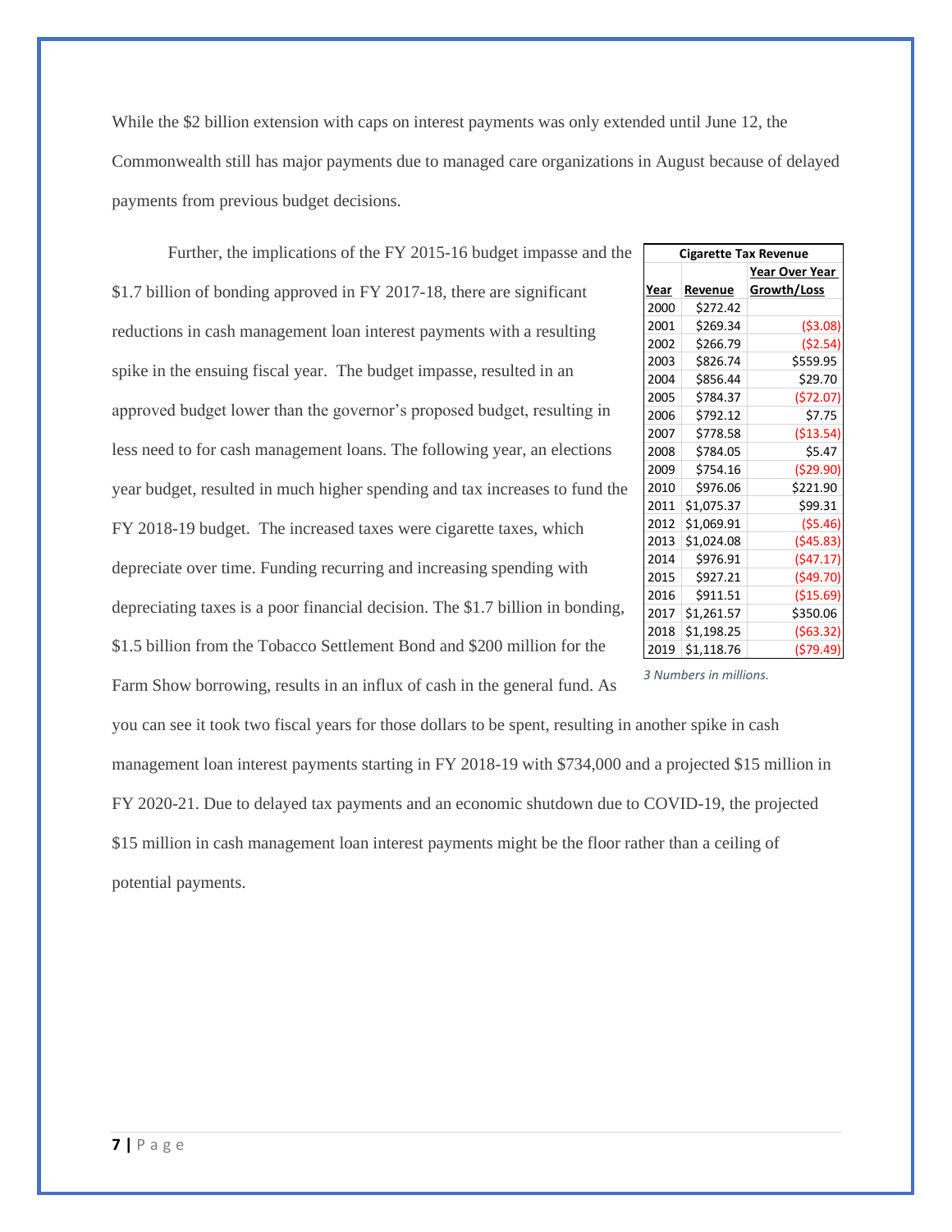While the $2 billion extension with caps on interest payments was only extended until June 12, the Commonwealth still has major payments due to managed care organizations in August because of delayed payments from previous budget decisions.

Further, the implications of the FY 2015-16 budget impasse and the $1.7 billion of bonding approved in FY 2017-18, there are significant reductions in cash management loan interest payments with a resulting spike in the ensuing fiscal year. The budget impasse, resulted in an approved budget lower than the governor's proposed budget, resulting in less need to for cash management loans. The following year, an elections year budget, resulted in much higher spending and tax increases to fund the FY 2018-19 budget. The increased taxes were cigarette taxes, which depreciate over time. Funding recurring and increasing spending with depreciating taxes is a poor financial decision. The $1.7 billion in bonding, $1.5 billion from the Tobacco Settlement Bond and $200 million for the Farm Show borrowing, results in an influx of cash in the general fund. As you can see it took two fiscal years for those dollars to be spent, resulting in another spike in cash management loan interest payments starting in FY 2018-19 with $734,000 and a projected $15 million in FY 2020-21. Due to delayed tax payments and an economic shutdown due to COVID-19, the projected $15 million in cash management loan interest payments might be the floor rather than a ceiling of potential payments.

| Cigarette Tax Revenue | | |
|---|---|---|
| Year | Revenue | Year Over Year Growth/Loss |
| 2000 | $272.42 | |
| 2001 | $269.34 | ($3.08) |
| 2002 | $266.79 | ($2.54) |
| 2003 | $826.74 | $559.95 |
| 2004 | $856.44 | $29.70 |
| 2005 | $784.37 | ($72.07) |
| 2006 | $792.12 | $7.75 |
| 2007 | $778.58 | ($13.54) |
| 2008 | $784.05 | $5.47 |
| 2009 | $754.16 | ($29.90) |
| 2010 | $976.06 | $221.90 |
| 2011 | $1,075.37 | $99.31 |
| 2012 | $1,069.91 | ($5.46) |
| 2013 | $1,024.08 | ($45.83) |
| 2014 | $976.91 | ($47.17) |
| 2015 | $927.21 | ($49.70) |
| 2016 | $911.51 | ($15.69) |
| 2017 | $1,261.57 | $350.06 |
| 2018 | $1,198.25 | ($63.32) |
| 2019 | $1,118.76 | ($79.49) |

*3 Numbers in millions.*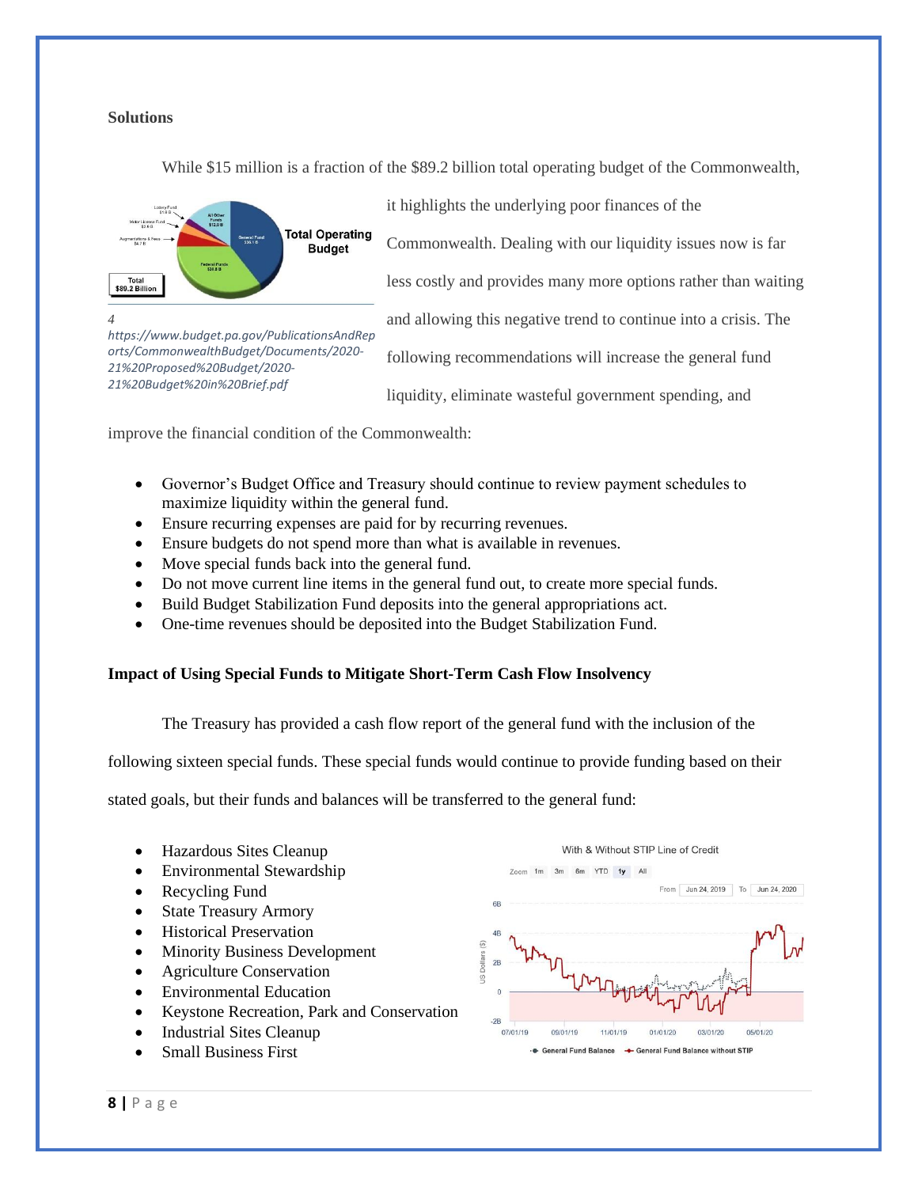**Solutions**

While $15 million is a fraction of the $89.2 billion total operating budget of the Commonwealth, it highlights the underlying poor finances of the Commonwealth. Dealing with our liquidity issues now is far less costly and provides many more options rather than waiting and allowing this negative trend to continue into a crisis. The following recommendations will increase the general fund liquidity, eliminate wasteful government spending, and improve the financial condition of the Commonwealth:

*4 https://www.budget.pa.gov/PublicationsAndReports/CommonwealthBudget/Documents/2020-21%20Proposed%20Budget/2020-21%20Budget%20in%20Brief.pdf*

- Governor's Budget Office and Treasury should continue to review payment schedules to maximize liquidity within the general fund.
- Ensure recurring expenses are paid for by recurring revenues.
- Ensure budgets do not spend more than what is available in revenues.
- Move special funds back into the general fund.
- Do not move current line items in the general fund out, to create more special funds.
- Build Budget Stabilization Fund deposits into the general appropriations act.
- One-time revenues should be deposited into the Budget Stabilization Fund.

**Impact of Using Special Funds to Mitigate Short-Term Cash Flow Insolvency**

The Treasury has provided a cash flow report of the general fund with the inclusion of the following sixteen special funds. These special funds would continue to provide funding based on their stated goals, but their funds and balances will be transferred to the general fund:

- Hazardous Sites Cleanup
- Environmental Stewardship
- Recycling Fund
- State Treasury Armory
- Historical Preservation
- Minority Business Development
- Agriculture Conservation
- Environmental Education
- Keystone Recreation, Park and Conservation
- Industrial Sites Cleanup
- Small Business First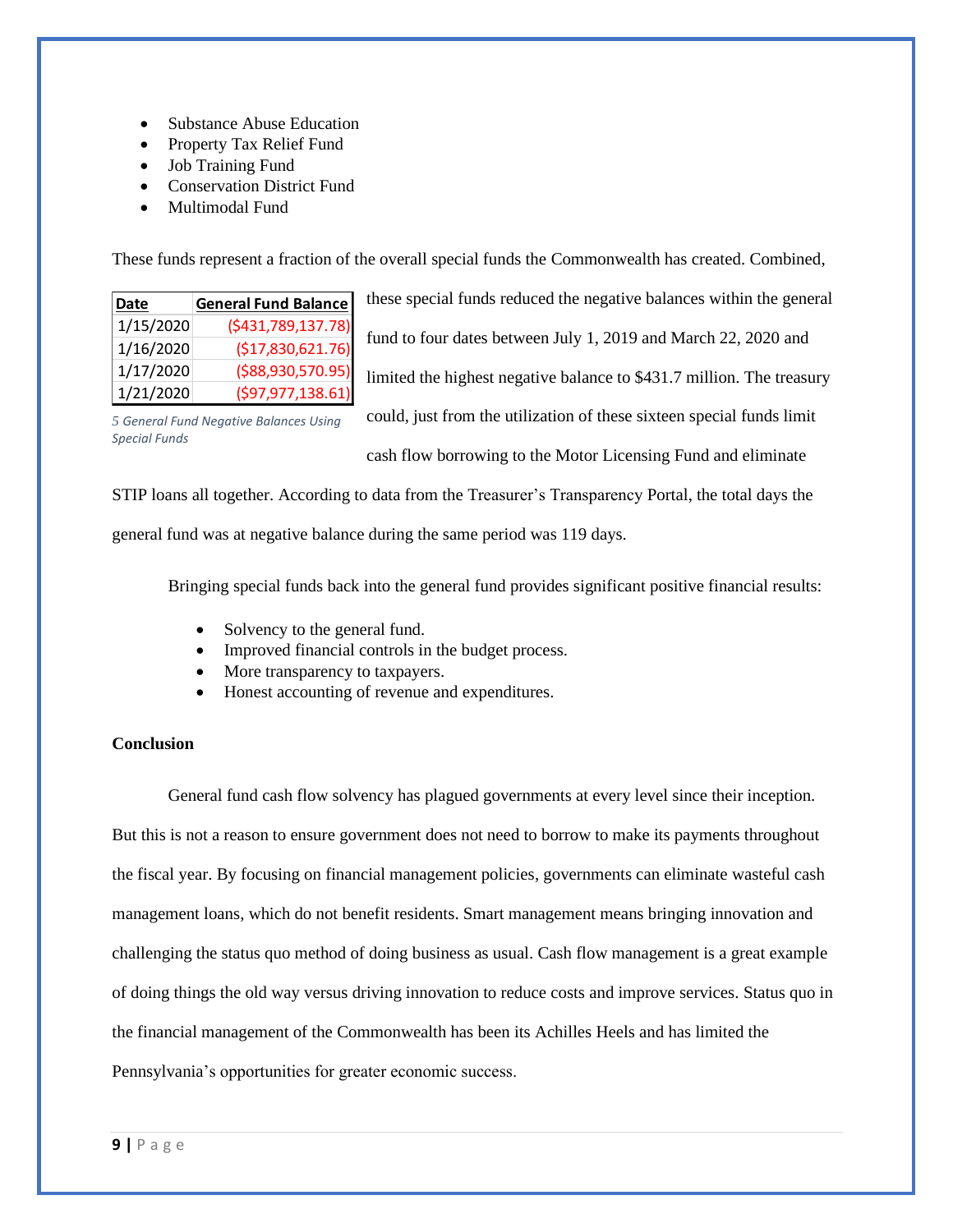- Substance Abuse Education
- Property Tax Relief Fund
- Job Training Fund
- Conservation District Fund
- Multimodal Fund

These funds represent a fraction of the overall special funds the Commonwealth has created. Combined, these special funds reduced the negative balances within the general fund to four dates between July 1, 2019 and March 22, 2020 and limited the highest negative balance to $431.7 million. The treasury could, just from the utilization of these sixteen special funds limit cash flow borrowing to the Motor Licensing Fund and eliminate STIP loans all together. According to data from the Treasurer's Transparency Portal, the total days the general fund was at negative balance during the same period was 119 days.

| Date | General Fund Balance |
|---|---|
| 1/15/2020 | ($431,789,137.78) |
| 1/16/2020 | ($17,830,621.76) |
| 1/17/2020 | ($88,930,570.95) |
| 1/21/2020 | ($97,977,138.61) |

*5 General Fund Negative Balances Using Special Funds*

Bringing special funds back into the general fund provides significant positive financial results:

- Solvency to the general fund.
- Improved financial controls in the budget process.
- More transparency to taxpayers.
- Honest accounting of revenue and expenditures.

**Conclusion**

General fund cash flow solvency has plagued governments at every level since their inception. But this is not a reason to ensure government does not need to borrow to make its payments throughout the fiscal year. By focusing on financial management policies, governments can eliminate wasteful cash management loans, which do not benefit residents. Smart management means bringing innovation and challenging the status quo method of doing business as usual. Cash flow management is a great example of doing things the old way versus driving innovation to reduce costs and improve services. Status quo in the financial management of the Commonwealth has been its Achilles Heels and has limited the Pennsylvania's opportunities for greater economic success.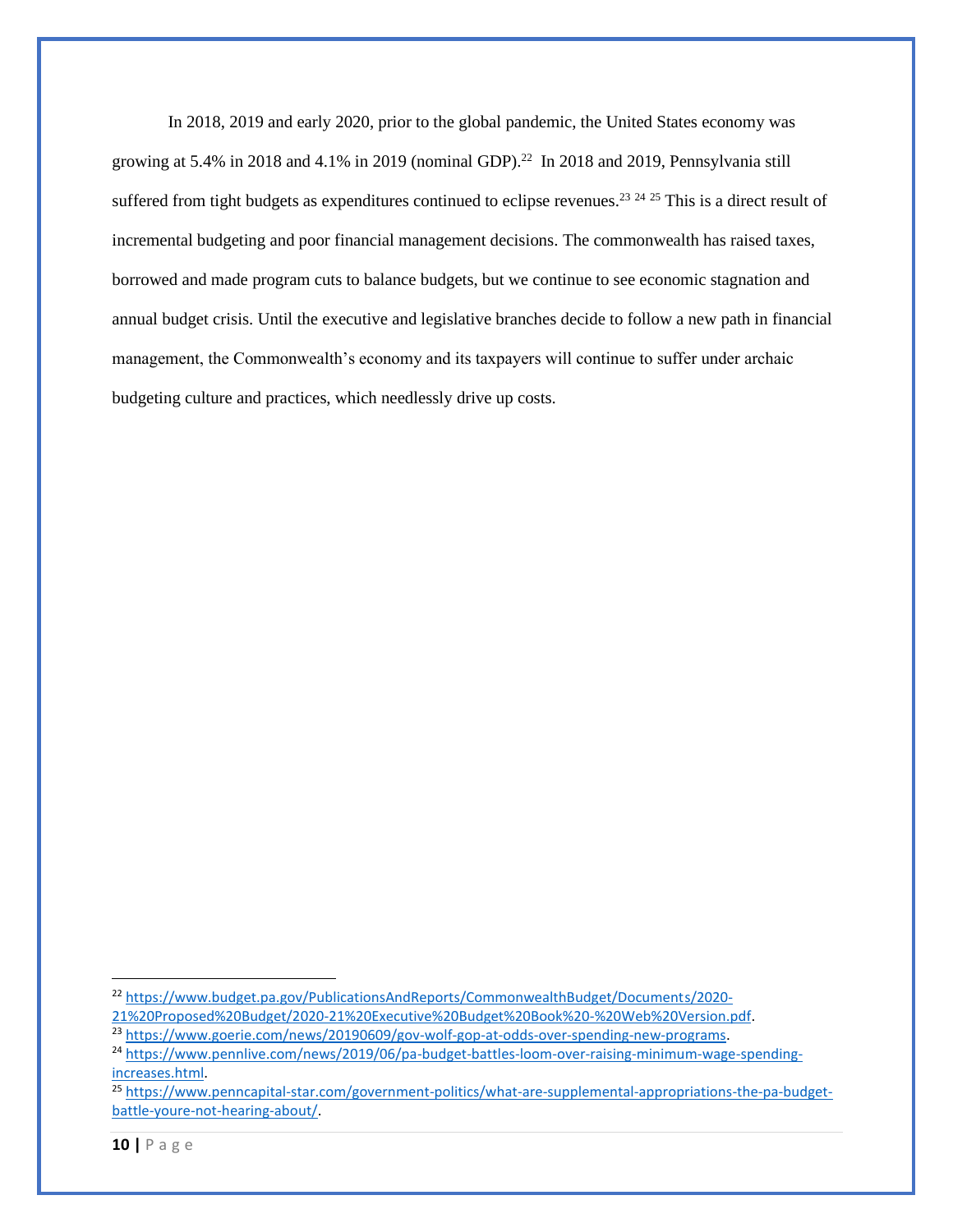In 2018, 2019 and early 2020, prior to the global pandemic, the United States economy was growing at 5.4% in 2018 and 4.1% in 2019 (nominal GDP).[22] In 2018 and 2019, Pennsylvania still suffered from tight budgets as expenditures continued to eclipse revenues.[23] [24] [25] This is a direct result of incremental budgeting and poor financial management decisions. The commonwealth has raised taxes, borrowed and made program cuts to balance budgets, but we continue to see economic stagnation and annual budget crisis. Until the executive and legislative branches decide to follow a new path in financial management, the Commonwealth's economy and its taxpayers will continue to suffer under archaic budgeting culture and practices, which needlessly drive up costs.

---

[22] https://www.budget.pa.gov/PublicationsAndReports/CommonwealthBudget/Documents/2020-21%20Proposed%20Budget/2020-21%20Executive%20Budget%20Book%20-%20Web%20Version.pdf.

[23] https://www.goerie.com/news/20190609/gov-wolf-gop-at-odds-over-spending-new-programs.

[24] https://www.pennlive.com/news/2019/06/pa-budget-battles-loom-over-raising-minimum-wage-spending-increases.html.

[25] https://www.penncapital-star.com/government-politics/what-are-supplemental-appropriations-the-pa-budget-battle-youre-not-hearing-about/.